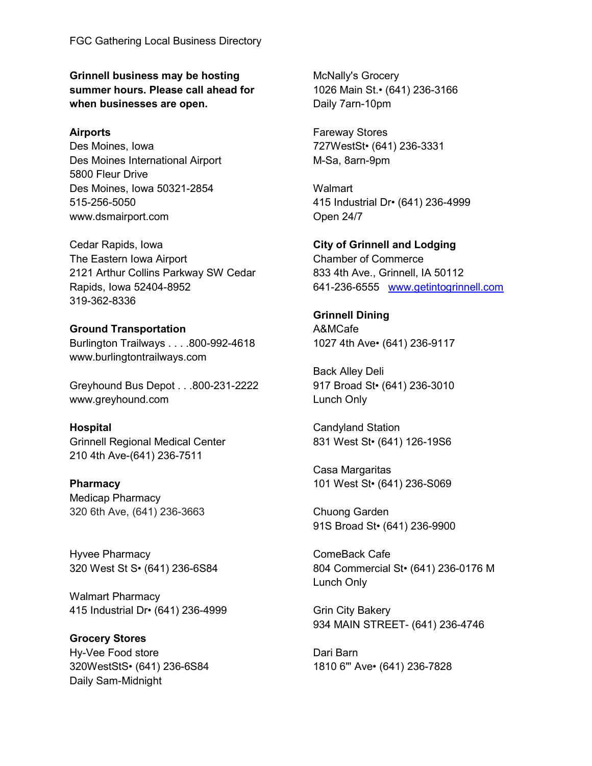FGC Gathering Local Business Directory

**Grinnell business may be hosting summer hours. Please call ahead for when businesses are open.**

**Airports**

Des Moines, Iowa
Des Moines International Airport
5800 Fleur Drive
Des Moines, Iowa 50321-2854
515-256-5050
www.dsmairport.com

Cedar Rapids, Iowa
The Eastern Iowa Airport
2121 Arthur Collins Parkway SW Cedar Rapids, Iowa 52404-8952
319-362-8336

**Ground Transportation**

Burlington Trailways . . . .800-992-4618
www.burlingtontrailways.com

Greyhound Bus Depot . . .800-231-2222
www.greyhound.com

**Hospital**

Grinnell Regional Medical Center
210 4th Ave-(641) 236-7511

**Pharmacy**

Medicap Pharmacy
320 6th Ave, (641) 236-3663

Hyvee Pharmacy
320 West St S• (641) 236-6S84

Walmart Pharmacy
415 Industrial Dr• (641) 236-4999

**Grocery Stores**

Hy-Vee Food store
320WestStS• (641) 236-6S84
Daily Sam-Midnight

McNally's Grocery
1026 Main St.• (641) 236-3166
Daily 7arn-10pm

Fareway Stores
727WestSt• (641) 236-3331
M-Sa, 8arn-9pm

Walmart
415 Industrial Dr• (641) 236-4999
Open 24/7

**City of Grinnell and Lodging**

Chamber of Commerce
833 4th Ave., Grinnell, IA 50112
641-236-6555 www.getintogrinnell.com

**Grinnell Dining**

A&MCafe
1027 4th Ave• (641) 236-9117

Back Alley Deli
917 Broad St• (641) 236-3010
Lunch Only

Candyland Station
831 West St• (641) 126-19S6

Casa Margaritas
101 West St• (641) 236-S069

Chuong Garden
91S Broad St• (641) 236-9900

ComeBack Cafe
804 Commercial St• (641) 236-0176 M
Lunch Only

Grin City Bakery
934 MAIN STREET- (641) 236-4746

Dari Barn
1810 6"' Ave• (641) 236-7828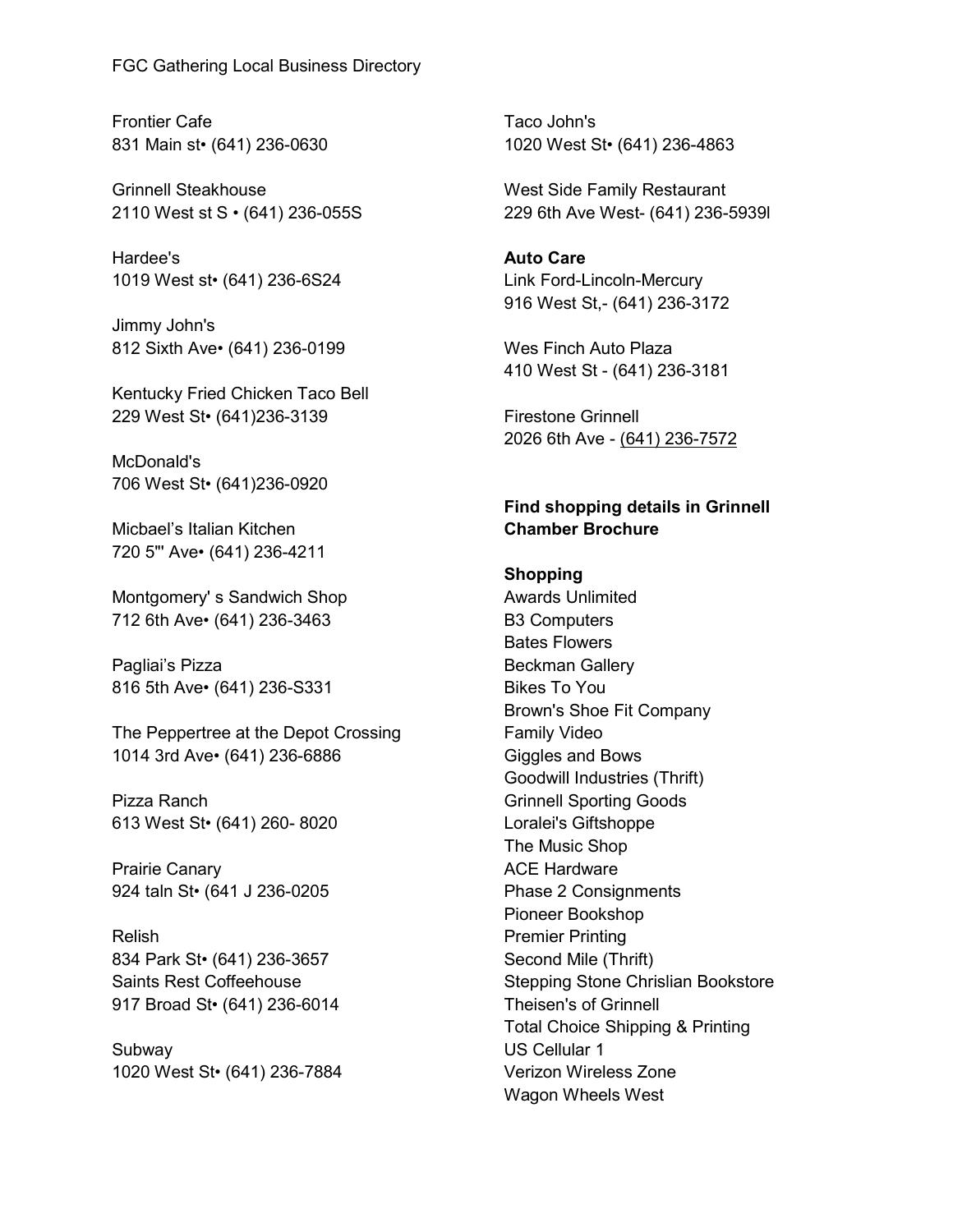Frontier Cafe
831 Main st• (641) 236-0630

Grinnell Steakhouse
2110 West st S • (641) 236-055S

Hardee's
1019 West st• (641) 236-6S24

Jimmy John's
812 Sixth Ave• (641) 236-0199

Kentucky Fried Chicken Taco Bell
229 West St• (641)236-3139

McDonald's
706 West St• (641)236-0920

Micbael's Italian Kitchen
720 5"' Ave• (641) 236-4211

Montgomery' s Sandwich Shop
712 6th Ave• (641) 236-3463

Pagliai's Pizza
816 5th Ave• (641) 236-S331

The Peppertree at the Depot Crossing
1014 3rd Ave• (641) 236-6886

Pizza Ranch
613 West St• (641) 260- 8020

Prairie Canary
924 taln St• (641 J 236-0205

Relish
834 Park St• (641) 236-3657
Saints Rest Coffeehouse
917 Broad St• (641) 236-6014

Subway
1020 West St• (641) 236-7884

Taco John's
1020 West St• (641) 236-4863

West Side Family Restaurant
229 6th Ave West- (641) 236-5939l

**Auto Care**

Link Ford-Lincoln-Mercury
916 West St,- (641) 236-3172

Wes Finch Auto Plaza
410 West St - (641) 236-3181

Firestone Grinnell
2026 6th Ave - (641) 236-7572

**Find shopping details in Grinnell Chamber Brochure**

**Shopping**

Awards Unlimited
B3 Computers
Bates Flowers
Beckman Gallery
Bikes To You
Brown's Shoe Fit Company
Family Video
Giggles and Bows
Goodwill Industries (Thrift)
Grinnell Sporting Goods
Loralei's Giftshoppe
The Music Shop
ACE Hardware
Phase 2 Consignments
Pioneer Bookshop
Premier Printing
Second Mile (Thrift)
Stepping Stone Chrislian Bookstore
Theisen's of Grinnell
Total Choice Shipping & Printing
US Cellular 1
Verizon Wireless Zone
Wagon Wheels West